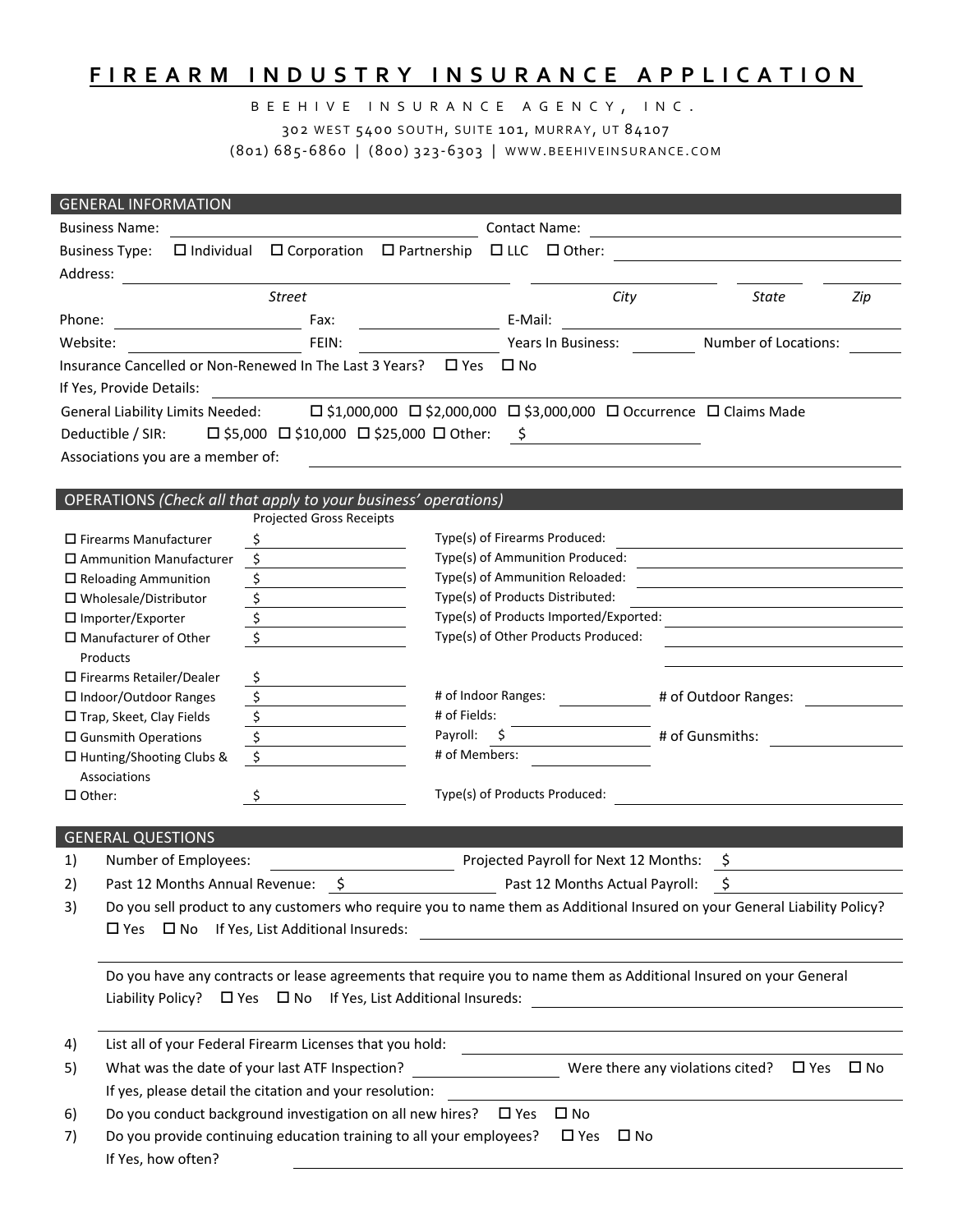# FIREARM INDUSTRY INSURANCE APPLICATION

BEEHIVE INSURANCE AGENCY, INC.

302 WEST 5400 SOUTH, SUITE 101, MURRAY, UT 84107

(801) 685-6860 | (800) 323-6303 | WWW.BEEHIVEINSURANCE.COM

## GENERAL INFORMATION

Business Name: ______________________ Contact Name: ______________________

Business Type: ☐ Individual ☐ Corporation ☐ Partnership ☐ LLC ☐ Other: ______________________

Address: ______________________ ______________ ________ ________
*Street* *City* *State* *Zip*

Phone: ______________ Fax: ______________ E-Mail: ______________________

Website: ______________ FEIN: ______________ Years In Business: ________ Number of Locations: ________

Insurance Cancelled or Non-Renewed In The Last 3 Years? ☐ Yes ☐ No

If Yes, Provide Details: ______________________

General Liability Limits Needed: ☐ $1,000,000 ☐ $2,000,000 ☐ $3,000,000 ☐ Occurrence ☐ Claims Made

Deductible / SIR: ☐ $5,000 ☐ $10,000 ☐ $25,000 ☐ Other: $ ______________

Associations you are a member of: ______________________

## OPERATIONS *(Check all that apply to your business' operations)*

| | Projected Gross Receipts | | |
|---|---|---|---|
| ☐ Firearms Manufacturer | $ | Type(s) of Firearms Produced: | |
| ☐ Ammunition Manufacturer | $ | Type(s) of Ammunition Produced: | |
| ☐ Reloading Ammunition | $ | Type(s) of Ammunition Reloaded: | |
| ☐ Wholesale/Distributor | $ | Type(s) of Products Distributed: | |
| ☐ Importer/Exporter | $ | Type(s) of Products Imported/Exported: | |
| ☐ Manufacturer of Other Products | $ | Type(s) of Other Products Produced: | |
| ☐ Firearms Retailer/Dealer | $ | | |
| ☐ Indoor/Outdoor Ranges | $ | # of Indoor Ranges: | # of Outdoor Ranges: |
| ☐ Trap, Skeet, Clay Fields | $ | # of Fields: | |
| ☐ Gunsmith Operations | $ | Payroll: $ | # of Gunsmiths: |
| ☐ Hunting/Shooting Clubs & Associations | $ | # of Members: | |
| ☐ Other: | $ | Type(s) of Products Produced: | |

## GENERAL QUESTIONS

1) Number of Employees: ______________ Projected Payroll for Next 12 Months: $ ______________

2) Past 12 Months Annual Revenue: $ ______________ Past 12 Months Actual Payroll: $ ______________

3) Do you sell product to any customers who require you to name them as Additional Insured on your General Liability Policy?
☐ Yes ☐ No If Yes, List Additional Insureds: ______________________

Do you have any contracts or lease agreements that require you to name them as Additional Insured on your General Liability Policy? ☐ Yes ☐ No If Yes, List Additional Insureds: ______________________

4) List all of your Federal Firearm Licenses that you hold: ______________________

5) What was the date of your last ATF Inspection? ______________ Were there any violations cited? ☐ Yes ☐ No
If yes, please detail the citation and your resolution: ______________________

6) Do you conduct background investigation on all new hires? ☐ Yes ☐ No

7) Do you provide continuing education training to all your employees? ☐ Yes ☐ No
If Yes, how often? ______________________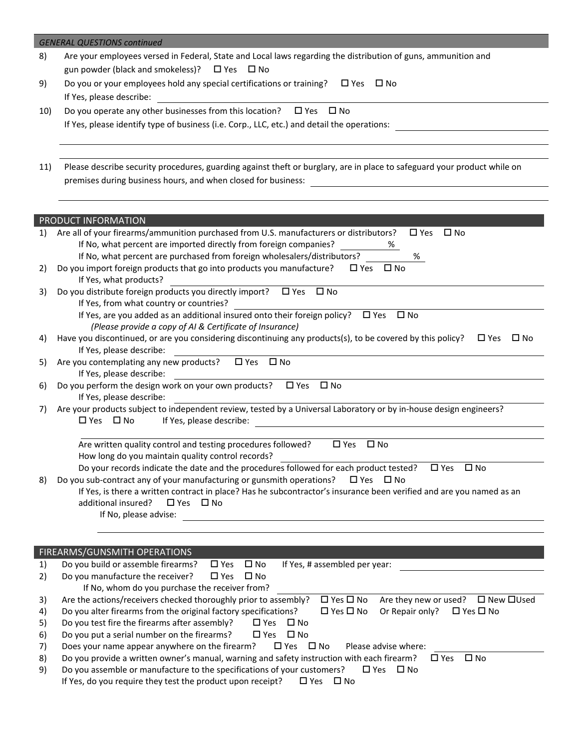## *GENERAL QUESTIONS continued*

8) Are your employees versed in Federal, State and Local laws regarding the distribution of guns, ammunition and gun powder (black and smokeless)? ☐ Yes ☐ No

9) Do you or your employees hold any special certifications or training? ☐ Yes ☐ No
   If Yes, please describe: ______________________

10) Do you operate any other businesses from this location? ☐ Yes ☐ No
    If Yes, please identify type of business (i.e. Corp., LLC, etc.) and detail the operations: ______________________

11) Please describe security procedures, guarding against theft or burglary, are in place to safeguard your product while on premises during business hours, and when closed for business: ______________________

## PRODUCT INFORMATION

1) Are all of your firearms/ammunition purchased from U.S. manufacturers or distributors? ☐ Yes ☐ No
   If No, what percent are imported directly from foreign companies? ________ %
   If No, what percent are purchased from foreign wholesalers/distributors? ________ %

2) Do you import foreign products that go into products you manufacture? ☐ Yes ☐ No
   If Yes, what products? ______________________

3) Do you distribute foreign products you directly import? ☐ Yes ☐ No
   If Yes, from what country or countries? ______________________
   If Yes, are you added as an additional insured onto their foreign policy? ☐ Yes ☐ No
   *(Please provide a copy of AI & Certificate of Insurance)*

4) Have you discontinued, or are you considering discontinuing any products(s), to be covered by this policy? ☐ Yes ☐ No
   If Yes, please describe: ______________________

5) Are you contemplating any new products? ☐ Yes ☐ No
   If Yes, please describe: ______________________

6) Do you perform the design work on your own products? ☐ Yes ☐ No
   If Yes, please describe: ______________________

7) Are your products subject to independent review, tested by a Universal Laboratory or by in-house design engineers?
   ☐ Yes ☐ No If Yes, please describe: ______________________
   Are written quality control and testing procedures followed? ☐ Yes ☐ No
   How long do you maintain quality control records? ______________________
   Do your records indicate the date and the procedures followed for each product tested? ☐ Yes ☐ No

8) Do you sub-contract any of your manufacturing or gunsmith operations? ☐ Yes ☐ No
   If Yes, is there a written contract in place? Has he subcontractor's insurance been verified and are you named as an additional insured? ☐ Yes ☐ No
   If No, please advise: ______________________

## FIREARMS/GUNSMITH OPERATIONS

1) Do you build or assemble firearms? ☐ Yes ☐ No If Yes, # assembled per year: ______________________

2) Do you manufacture the receiver? ☐ Yes ☐ No
   If No, whom do you purchase the receiver from? ______________________

3) Are the actions/receivers checked thoroughly prior to assembly? ☐ Yes ☐ No Are they new or used? ☐ New ☐Used

4) Do you alter firearms from the original factory specifications? ☐ Yes ☐ No Or Repair only? ☐ Yes ☐ No

5) Do you test fire the firearms after assembly? ☐ Yes ☐ No

6) Do you put a serial number on the firearms? ☐ Yes ☐ No

7) Does your name appear anywhere on the firearm? ☐ Yes ☐ No Please advise where: ______________________

8) Do you provide a written owner's manual, warning and safety instruction with each firearm? ☐ Yes ☐ No

9) Do you assemble or manufacture to the specifications of your customers? ☐ Yes ☐ No
   If Yes, do you require they test the product upon receipt? ☐ Yes ☐ No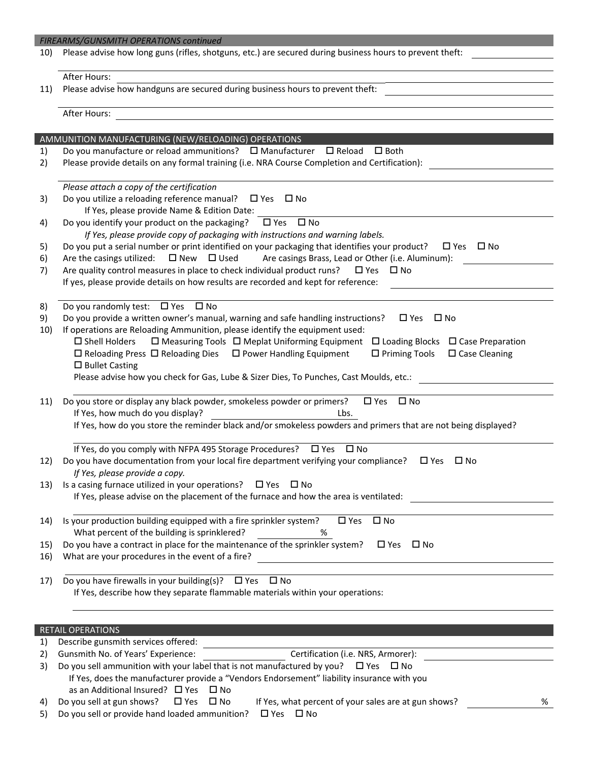*FIREARMS/GUNSMITH OPERATIONS continued*

10) Please advise how long guns (rifles, shotguns, etc.) are secured during business hours to prevent theft: \_\_\_\_\_\_\_\_\_\_

After Hours: \_\_\_\_\_\_\_\_\_\_

11) Please advise how handguns are secured during business hours to prevent theft: \_\_\_\_\_\_\_\_\_\_

After Hours: \_\_\_\_\_\_\_\_\_\_

## AMMUNITION MANUFACTURING (NEW/RELOADING) OPERATIONS

1) Do you manufacture or reload ammunitions? ☐ Manufacturer ☐ Reload ☐ Both
2) Please provide details on any formal training (i.e. NRA Course Completion and Certification): \_\_\_\_\_\_\_\_\_\_

   *Please attach a copy of the certification*
3) Do you utilize a reloading reference manual? ☐ Yes ☐ No

   If Yes, please provide Name & Edition Date: \_\_\_\_\_\_\_\_\_\_
4) Do you identify your product on the packaging? ☐ Yes ☐ No

   *If Yes, please provide copy of packaging with instructions and warning labels.*
5) Do you put a serial number or print identified on your packaging that identifies your product? ☐ Yes ☐ No
6) Are the casings utilized: ☐ New ☐ Used Are casings Brass, Lead or Other (i.e. Aluminum): \_\_\_\_\_\_\_\_\_\_
7) Are quality control measures in place to check individual product runs? ☐ Yes ☐ No

   If yes, please provide details on how results are recorded and kept for reference: \_\_\_\_\_\_\_\_\_\_
8) Do you randomly test: ☐ Yes ☐ No
9) Do you provide a written owner's manual, warning and safe handling instructions? ☐ Yes ☐ No
10) If operations are Reloading Ammunition, please identify the equipment used:

    ☐ Shell Holders ☐ Measuring Tools ☐ Meplat Uniforming Equipment ☐ Loading Blocks ☐ Case Preparation
    ☐ Reloading Press ☐ Reloading Dies ☐ Power Handling Equipment ☐ Priming Tools ☐ Case Cleaning
    ☐ Bullet Casting

    Please advise how you check for Gas, Lube & Sizer Dies, To Punches, Cast Moulds, etc.: \_\_\_\_\_\_\_\_\_\_
11) Do you store or display any black powder, smokeless powder or primers? ☐ Yes ☐ No

    If Yes, how much do you display? \_\_\_\_\_\_\_\_\_\_ Lbs.

    If Yes, how do you store the reminder black and/or smokeless powders and primers that are not being displayed?

    \_\_\_\_\_\_\_\_\_\_

    If Yes, do you comply with NFPA 495 Storage Procedures? ☐ Yes ☐ No
12) Do you have documentation from your local fire department verifying your compliance? ☐ Yes ☐ No

    *If Yes, please provide a copy.*
13) Is a casing furnace utilized in your operations? ☐ Yes ☐ No

    If Yes, please advise on the placement of the furnace and how the area is ventilated: \_\_\_\_\_\_\_\_\_\_
14) Is your production building equipped with a fire sprinkler system? ☐ Yes ☐ No

    What percent of the building is sprinklered? \_\_\_\_\_\_\_\_\_\_ %
15) Do you have a contract in place for the maintenance of the sprinkler system? ☐ Yes ☐ No
16) What are your procedures in the event of a fire? \_\_\_\_\_\_\_\_\_\_
17) Do you have firewalls in your building(s)? ☐ Yes ☐ No

    If Yes, describe how they separate flammable materials within your operations:

    \_\_\_\_\_\_\_\_\_\_

## RETAIL OPERATIONS

1) Describe gunsmith services offered: \_\_\_\_\_\_\_\_\_\_
2) Gunsmith No. of Years' Experience: \_\_\_\_\_\_\_\_\_\_ Certification (i.e. NRS, Armorer): \_\_\_\_\_\_\_\_\_\_
3) Do you sell ammunition with your label that is not manufactured by you? ☐ Yes ☐ No

   If Yes, does the manufacturer provide a "Vendors Endorsement" liability insurance with you as an Additional Insured? ☐ Yes ☐ No
4) Do you sell at gun shows? ☐ Yes ☐ No If Yes, what percent of your sales are at gun shows? \_\_\_\_\_\_\_\_\_\_ %
5) Do you sell or provide hand loaded ammunition? ☐ Yes ☐ No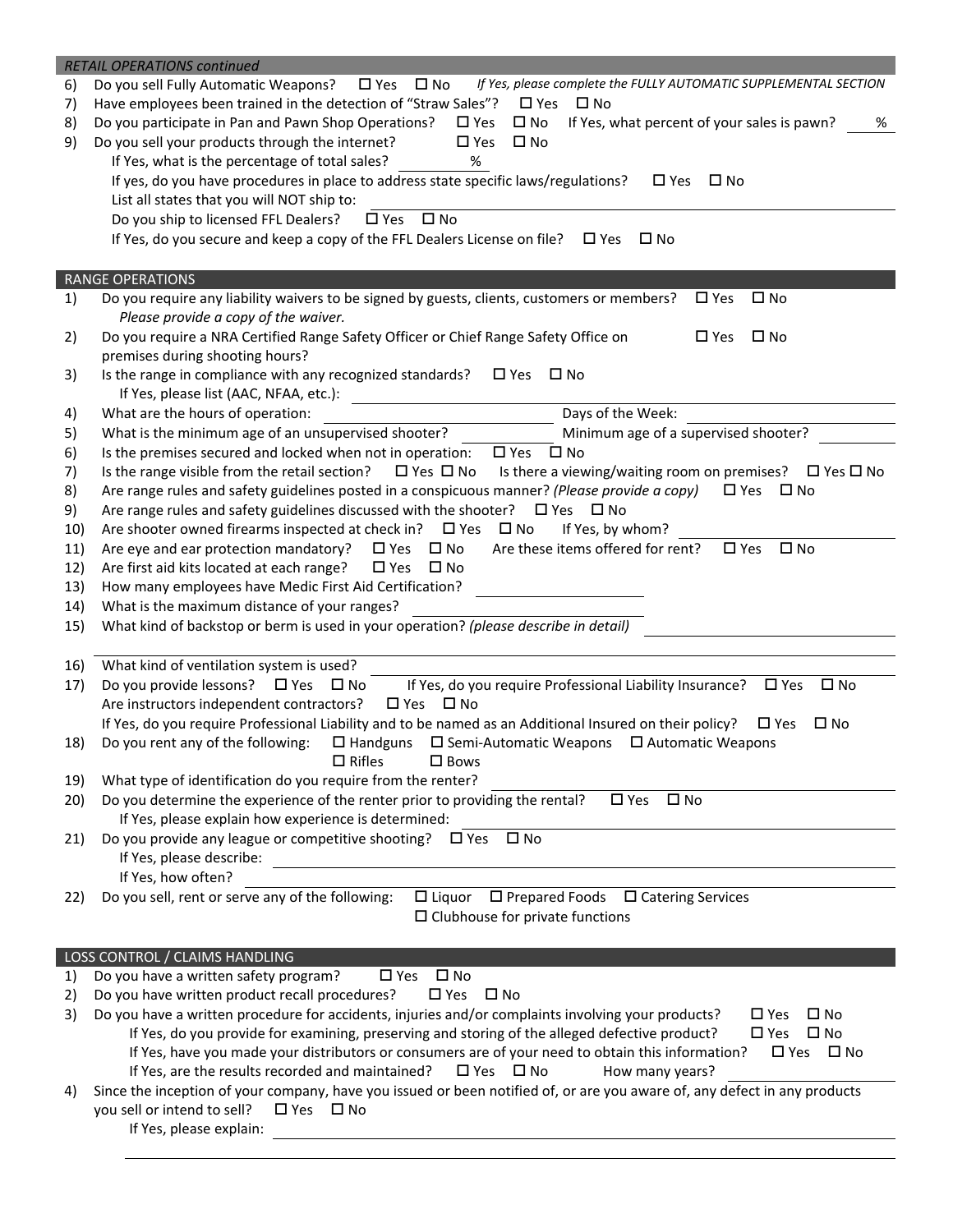## *RETAIL OPERATIONS continued*

6) Do you sell Fully Automatic Weapons? ☐ Yes ☐ No *If Yes, please complete the FULLY AUTOMATIC SUPPLEMENTAL SECTION*

7) Have employees been trained in the detection of "Straw Sales"? ☐ Yes ☐ No

8) Do you participate in Pan and Pawn Shop Operations? ☐ Yes ☐ No If Yes, what percent of your sales is pawn? ______ %

9) Do you sell your products through the internet? ☐ Yes ☐ No
   - If Yes, what is the percentage of total sales? ______ %
   - If yes, do you have procedures in place to address state specific laws/regulations? ☐ Yes ☐ No
   - List all states that you will NOT ship to: ______
   - Do you ship to licensed FFL Dealers? ☐ Yes ☐ No
   - If Yes, do you secure and keep a copy of the FFL Dealers License on file? ☐ Yes ☐ No

## RANGE OPERATIONS

1) Do you require any liability waivers to be signed by guests, clients, customers or members? ☐ Yes ☐ No
   *Please provide a copy of the waiver.*

2) Do you require a NRA Certified Range Safety Officer or Chief Range Safety Office on premises during shooting hours? ☐ Yes ☐ No

3) Is the range in compliance with any recognized standards? ☐ Yes ☐ No
   If Yes, please list (AAC, NFAA, etc.): ______

4) What are the hours of operation: ______ Days of the Week: ______

5) What is the minimum age of an unsupervised shooter? ______ Minimum age of a supervised shooter? ______

6) Is the premises secured and locked when not in operation: ☐ Yes ☐ No

7) Is the range visible from the retail section? ☐ Yes ☐ No Is there a viewing/waiting room on premises? ☐ Yes ☐ No

8) Are range rules and safety guidelines posted in a conspicuous manner? *(Please provide a copy)* ☐ Yes ☐ No

9) Are range rules and safety guidelines discussed with the shooter? ☐ Yes ☐ No

10) Are shooter owned firearms inspected at check in? ☐ Yes ☐ No If Yes, by whom? ______

11) Are eye and ear protection mandatory? ☐ Yes ☐ No Are these items offered for rent? ☐ Yes ☐ No

12) Are first aid kits located at each range? ☐ Yes ☐ No

13) How many employees have Medic First Aid Certification? ______

14) What is the maximum distance of your ranges? ______

15) What kind of backstop or berm is used in your operation? *(please describe in detail)* ______

16) What kind of ventilation system is used? ______

17) Do you provide lessons? ☐ Yes ☐ No If Yes, do you require Professional Liability Insurance? ☐ Yes ☐ No
    - Are instructors independent contractors? ☐ Yes ☐ No
    - If Yes, do you require Professional Liability and to be named as an Additional Insured on their policy? ☐ Yes ☐ No

18) Do you rent any of the following: ☐ Handguns ☐ Semi-Automatic Weapons ☐ Automatic Weapons ☐ Rifles ☐ Bows

19) What type of identification do you require from the renter? ______

20) Do you determine the experience of the renter prior to providing the rental? ☐ Yes ☐ No
    If Yes, please explain how experience is determined: ______

21) Do you provide any league or competitive shooting? ☐ Yes ☐ No
    - If Yes, please describe: ______
    - If Yes, how often? ______

22) Do you sell, rent or serve any of the following: ☐ Liquor ☐ Prepared Foods ☐ Catering Services ☐ Clubhouse for private functions

## LOSS CONTROL / CLAIMS HANDLING

1) Do you have a written safety program? ☐ Yes ☐ No

2) Do you have written product recall procedures? ☐ Yes ☐ No

3) Do you have a written procedure for accidents, injuries and/or complaints involving your products? ☐ Yes ☐ No
   - If Yes, do you provide for examining, preserving and storing of the alleged defective product? ☐ Yes ☐ No
   - If Yes, have you made your distributors or consumers are of your need to obtain this information? ☐ Yes ☐ No
   - If Yes, are the results recorded and maintained? ☐ Yes ☐ No How many years? ______

4) Since the inception of your company, have you issued or been notified of, or are you aware of, any defect in any products you sell or intend to sell? ☐ Yes ☐ No
   If Yes, please explain: ______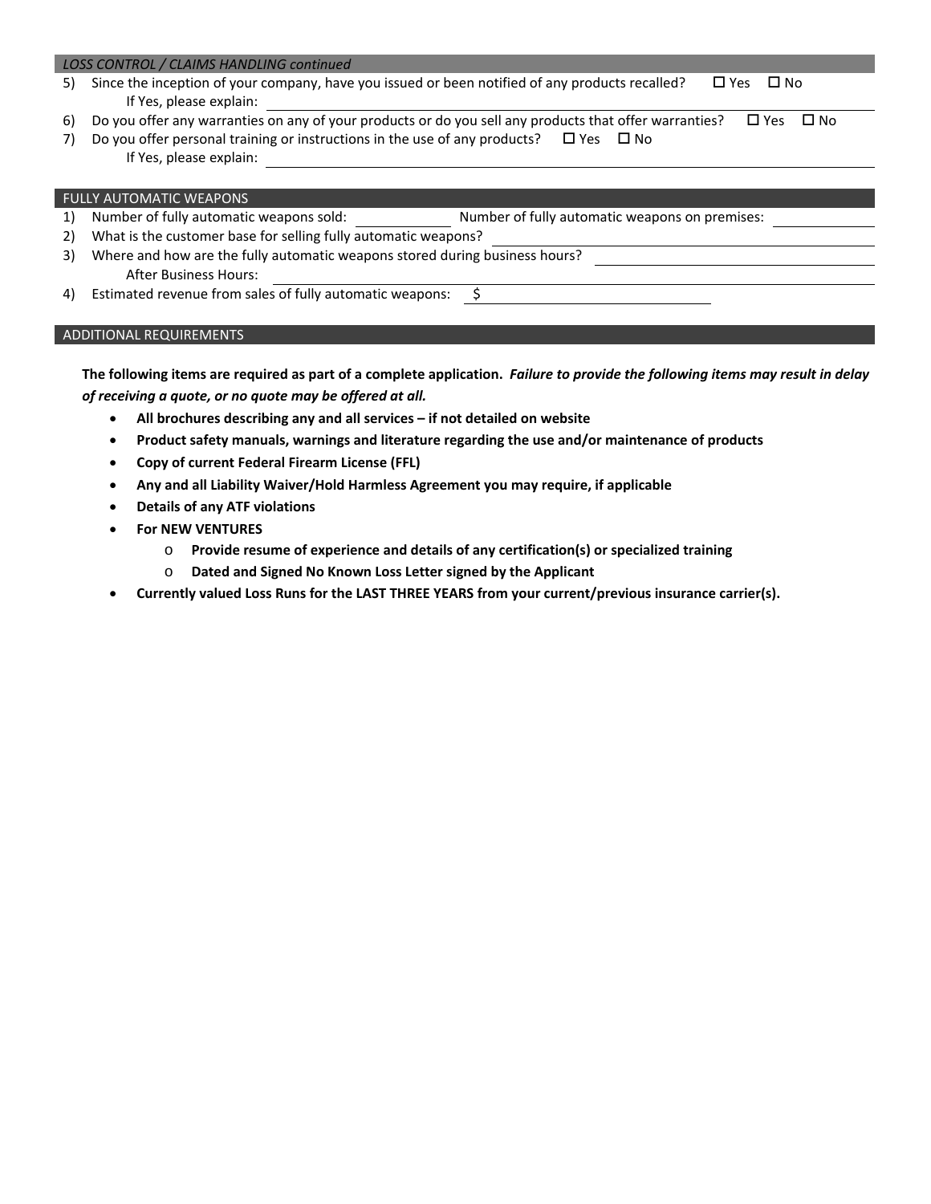## *LOSS CONTROL / CLAIMS HANDLING continued*

5) Since the inception of your company, have you issued or been notified of any products recalled? ☐ Yes ☐ No
   If Yes, please explain: ____________________

6) Do you offer any warranties on any of your products or do you sell any products that offer warranties? ☐ Yes ☐ No

7) Do you offer personal training or instructions in the use of any products? ☐ Yes ☐ No
   If Yes, please explain: ____________________

## FULLY AUTOMATIC WEAPONS

1) Number of fully automatic weapons sold: __________ Number of fully automatic weapons on premises: __________

2) What is the customer base for selling fully automatic weapons? ____________________

3) Where and how are the fully automatic weapons stored during business hours? ____________________
   After Business Hours: ____________________

4) Estimated revenue from sales of fully automatic weapons: $ ____________________

## ADDITIONAL REQUIREMENTS

**The following items are required as part of a complete application.** ***Failure to provide the following items may result in delay of receiving a quote, or no quote may be offered at all.***

- **All brochures describing any and all services – if not detailed on website**
- **Product safety manuals, warnings and literature regarding the use and/or maintenance of products**
- **Copy of current Federal Firearm License (FFL)**
- **Any and all Liability Waiver/Hold Harmless Agreement you may require, if applicable**
- **Details of any ATF violations**
- **For NEW VENTURES**
  - **Provide resume of experience and details of any certification(s) or specialized training**
  - **Dated and Signed No Known Loss Letter signed by the Applicant**
- **Currently valued Loss Runs for the LAST THREE YEARS from your current/previous insurance carrier(s).**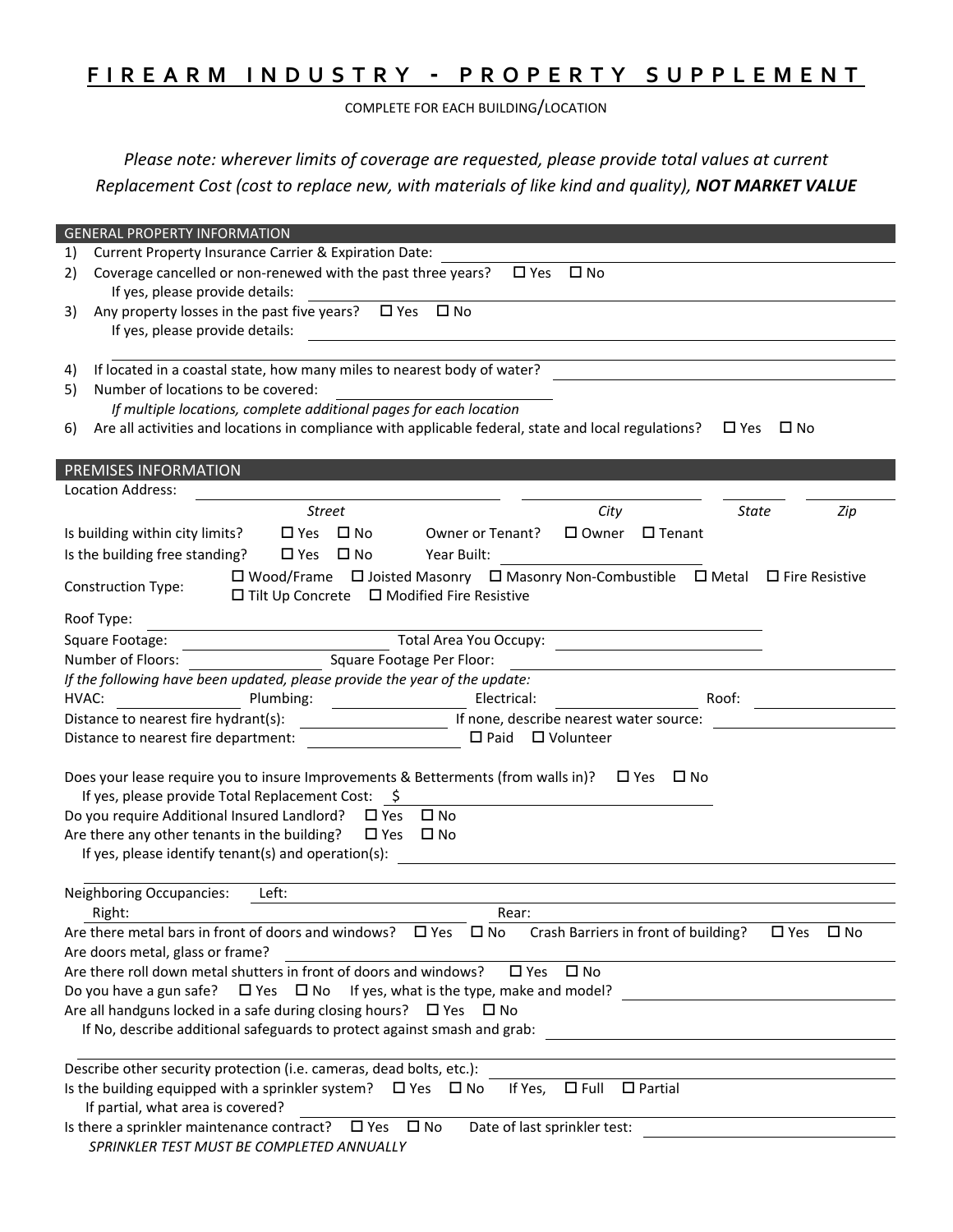# FIREARM INDUSTRY - PROPERTY SUPPLEMENT

COMPLETE FOR EACH BUILDING/LOCATION

*Please note: wherever limits of coverage are requested, please provide total values at current Replacement Cost (cost to replace new, with materials of like kind and quality), **NOT MARKET VALUE***

## GENERAL PROPERTY INFORMATION

1) Current Property Insurance Carrier & Expiration Date: ____________________
2) Coverage cancelled or non-renewed with the past three years? ☐ Yes ☐ No
   If yes, please provide details: ____________________
3) Any property losses in the past five years? ☐ Yes ☐ No
   If yes, please provide details: ____________________
4) If located in a coastal state, how many miles to nearest body of water? ____________________
5) Number of locations to be covered: ____________________
   *If multiple locations, complete additional pages for each location*
6) Are all activities and locations in compliance with applicable federal, state and local regulations? ☐ Yes ☐ No

## PREMISES INFORMATION

Location Address: ____________________ ____________________ __________ __________
*Street* *City* *State* *Zip*

Is building within city limits? ☐ Yes ☐ No Owner or Tenant? ☐ Owner ☐ Tenant

Is the building free standing? ☐ Yes ☐ No Year Built: ____________________

Construction Type: ☐ Wood/Frame ☐ Joisted Masonry ☐ Masonry Non-Combustible ☐ Metal ☐ Fire Resistive ☐ Tilt Up Concrete ☐ Modified Fire Resistive

Roof Type: ____________________

Square Footage: ____________________ Total Area You Occupy: ____________________

Number of Floors: ____________________ Square Footage Per Floor: ____________________

*If the following have been updated, please provide the year of the update:*

HVAC: __________ Plumbing: __________ Electrical: __________ Roof: __________

Distance to nearest fire hydrant(s): __________ If none, describe nearest water source: __________

Distance to nearest fire department: __________ ☐ Paid ☐ Volunteer

Does your lease require you to insure Improvements & Betterments (from walls in)? ☐ Yes ☐ No
If yes, please provide Total Replacement Cost: $ ____________________

Do you require Additional Insured Landlord? ☐ Yes ☐ No

Are there any other tenants in the building? ☐ Yes ☐ No
If yes, please identify tenant(s) and operation(s): ____________________

Neighboring Occupancies: Left: ____________________
Right: ____________________ Rear: ____________________

Are there metal bars in front of doors and windows? ☐ Yes ☐ No Crash Barriers in front of building? ☐ Yes ☐ No

Are doors metal, glass or frame? ____________________

Are there roll down metal shutters in front of doors and windows? ☐ Yes ☐ No

Do you have a gun safe? ☐ Yes ☐ No If yes, what is the type, make and model? ____________________

Are all handguns locked in a safe during closing hours? ☐ Yes ☐ No
If No, describe additional safeguards to protect against smash and grab: ____________________

Describe other security protection (i.e. cameras, dead bolts, etc.): ____________________

Is the building equipped with a sprinkler system? ☐ Yes ☐ No If Yes, ☐ Full ☐ Partial
If partial, what area is covered? ____________________

Is there a sprinkler maintenance contract? ☐ Yes ☐ No Date of last sprinkler test: ____________________

*SPRINKLER TEST MUST BE COMPLETED ANNUALLY*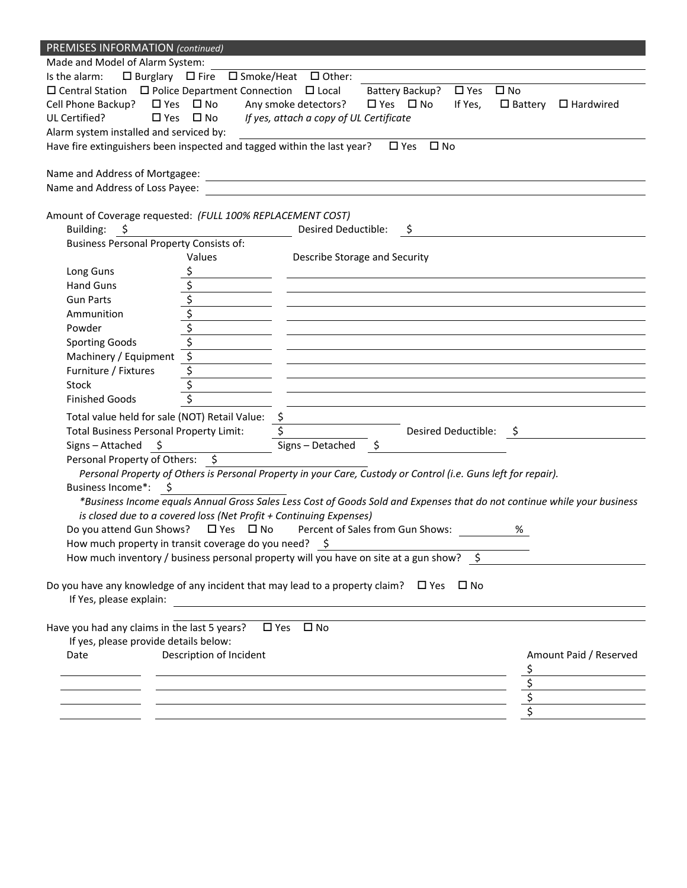## PREMISES INFORMATION *(continued)*

Made and Model of Alarm System: ____________________

Is the alarm: ☐ Burglary ☐ Fire ☐ Smoke/Heat ☐ Other: ____________________

☐ Central Station ☐ Police Department Connection ☐ Local Battery Backup? ☐ Yes ☐ No

Cell Phone Backup? ☐ Yes ☐ No Any smoke detectors? ☐ Yes ☐ No If Yes, ☐ Battery ☐ Hardwired

UL Certified? ☐ Yes ☐ No *If yes, attach a copy of UL Certificate*

Alarm system installed and serviced by: ____________________

Have fire extinguishers been inspected and tagged within the last year? ☐ Yes ☐ No

Name and Address of Mortgagee: ____________________

Name and Address of Loss Payee: ____________________

Amount of Coverage requested: *(FULL 100% REPLACEMENT COST)*

Building: $ ____________ Desired Deductible: $ ____________

Business Personal Property Consists of:

| | Values | Describe Storage and Security |
|---|---|---|
| Long Guns | $ | |
| Hand Guns | $ | |
| Gun Parts | $ | |
| Ammunition | $ | |
| Powder | $ | |
| Sporting Goods | $ | |
| Machinery / Equipment | $ | |
| Furniture / Fixtures | $ | |
| Stock | $ | |
| Finished Goods | $ | |

Total value held for sale (NOT) Retail Value: $ ____________

Total Business Personal Property Limit: $ ____________ Desired Deductible: $ ____________

Signs – Attached $ ____________ Signs – Detached $ ____________

Personal Property of Others: $ ____________

*Personal Property of Others is Personal Property in your Care, Custody or Control (i.e. Guns left for repair).*

Business Income*: $ ____________

*\*Business Income equals Annual Gross Sales Less Cost of Goods Sold and Expenses that do not continue while your business is closed due to a covered loss (Net Profit + Continuing Expenses)*

Do you attend Gun Shows? ☐ Yes ☐ No Percent of Sales from Gun Shows: ________ %

How much property in transit coverage do you need? $ ____________

How much inventory / business personal property will you have on site at a gun show? $ ____________

Do you have any knowledge of any incident that may lead to a property claim? ☐ Yes ☐ No

If Yes, please explain: ____________________

Have you had any claims in the last 5 years? ☐ Yes ☐ No

If yes, please provide details below:

| Date | Description of Incident | Amount Paid / Reserved |
|---|---|---|
| | | $ |
| | | $ |
| | | $ |
| | | $ |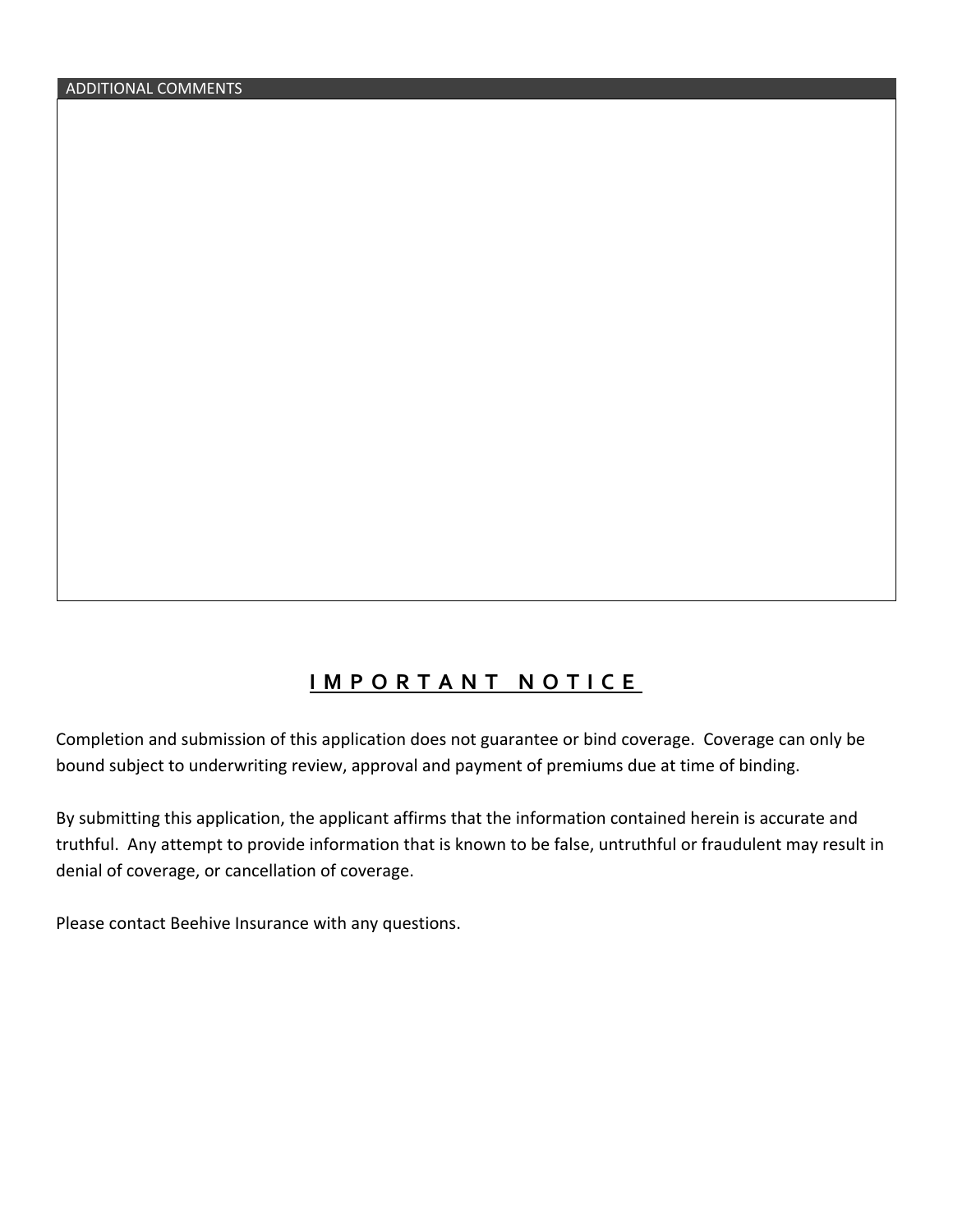ADDITIONAL COMMENTS

## IMPORTANT NOTICE

Completion and submission of this application does not guarantee or bind coverage. Coverage can only be bound subject to underwriting review, approval and payment of premiums due at time of binding.

By submitting this application, the applicant affirms that the information contained herein is accurate and truthful. Any attempt to provide information that is known to be false, untruthful or fraudulent may result in denial of coverage, or cancellation of coverage.

Please contact Beehive Insurance with any questions.